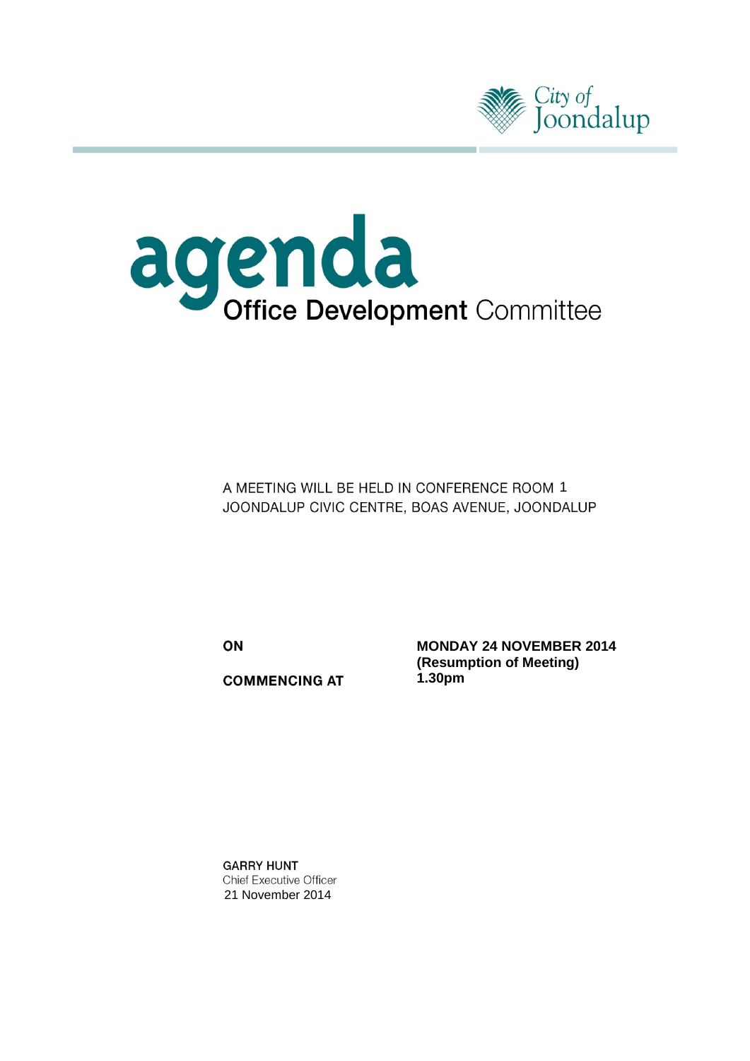City of Joondalup

# agenda

## Office Development Committee

A MEETING WILL BE HELD IN CONFERENCE ROOM 1
JOONDALUP CIVIC CENTRE, BOAS AVENUE, JOONDALUP

| | |
|---|---|
| **ON** | **MONDAY 24 NOVEMBER 2014 (Resumption of Meeting)** |
| **COMMENCING AT** | **1.30pm** |

**GARRY HUNT**
Chief Executive Officer
21 November 2014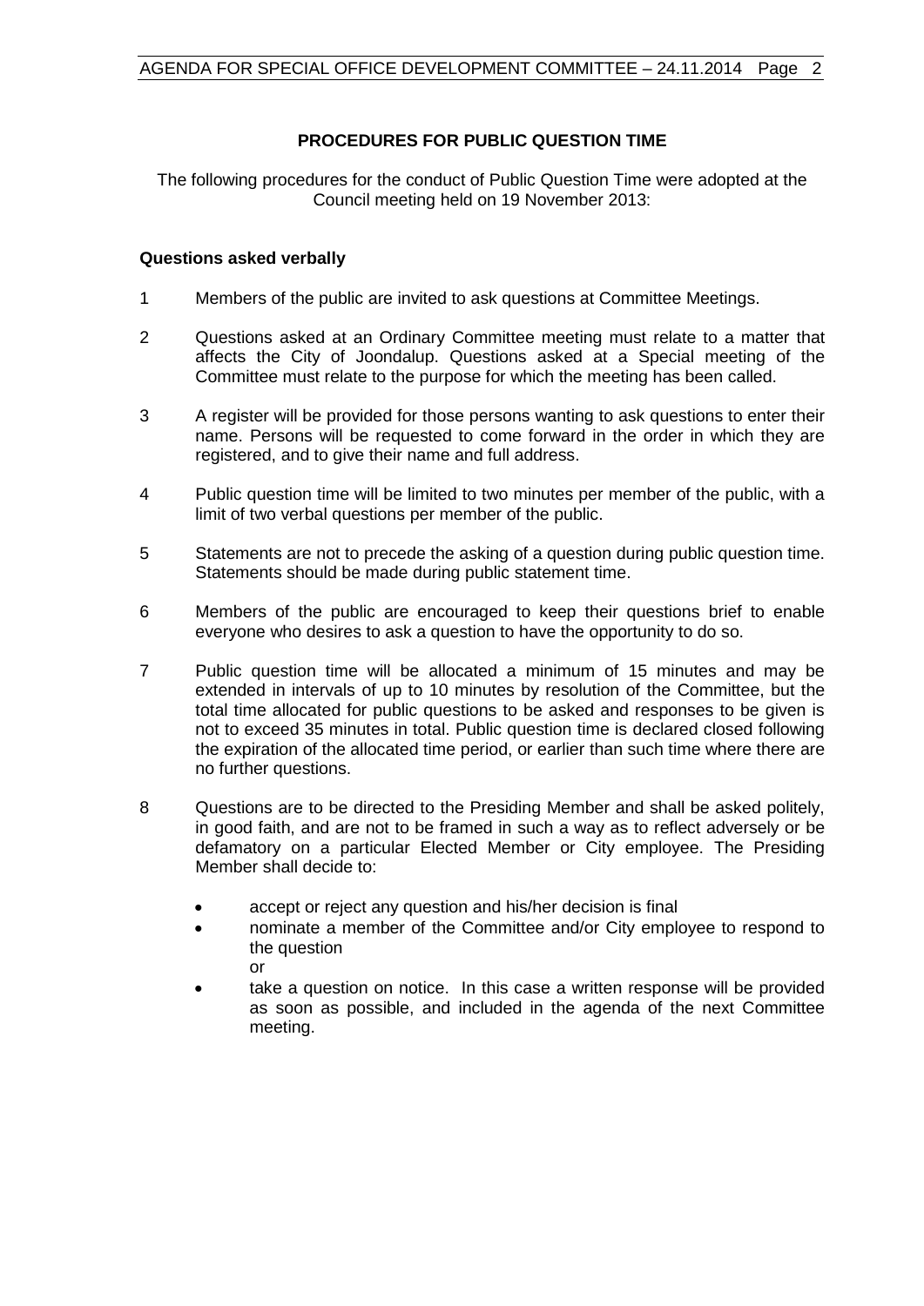## PROCEDURES FOR PUBLIC QUESTION TIME

The following procedures for the conduct of Public Question Time were adopted at the Council meeting held on 19 November 2013:

### Questions asked verbally

1. Members of the public are invited to ask questions at Committee Meetings.

2. Questions asked at an Ordinary Committee meeting must relate to a matter that affects the City of Joondalup. Questions asked at a Special meeting of the Committee must relate to the purpose for which the meeting has been called.

3. A register will be provided for those persons wanting to ask questions to enter their name. Persons will be requested to come forward in the order in which they are registered, and to give their name and full address.

4. Public question time will be limited to two minutes per member of the public, with a limit of two verbal questions per member of the public.

5. Statements are not to precede the asking of a question during public question time. Statements should be made during public statement time.

6. Members of the public are encouraged to keep their questions brief to enable everyone who desires to ask a question to have the opportunity to do so.

7. Public question time will be allocated a minimum of 15 minutes and may be extended in intervals of up to 10 minutes by resolution of the Committee, but the total time allocated for public questions to be asked and responses to be given is not to exceed 35 minutes in total. Public question time is declared closed following the expiration of the allocated time period, or earlier than such time where there are no further questions.

8. Questions are to be directed to the Presiding Member and shall be asked politely, in good faith, and are not to be framed in such a way as to reflect adversely or be defamatory on a particular Elected Member or City employee. The Presiding Member shall decide to:

   - accept or reject any question and his/her decision is final
   - nominate a member of the Committee and/or City employee to respond to the question
     or
   - take a question on notice. In this case a written response will be provided as soon as possible, and included in the agenda of the next Committee meeting.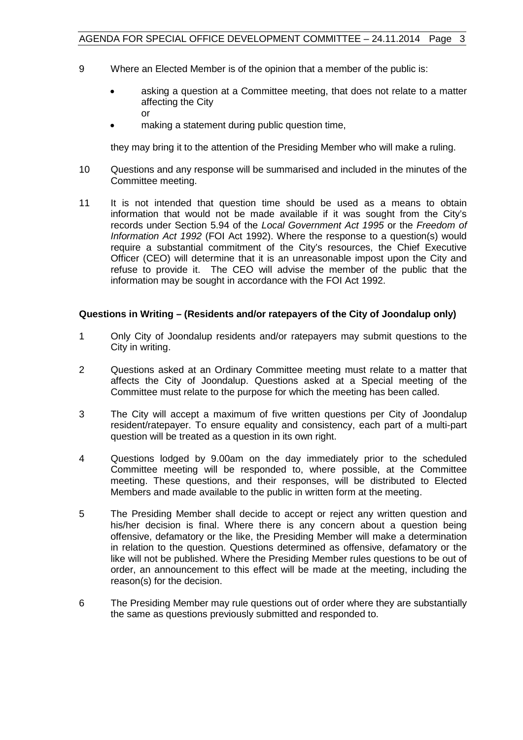9 Where an Elected Member is of the opinion that a member of the public is:

- asking a question at a Committee meeting, that does not relate to a matter affecting the City
  or
- making a statement during public question time,

they may bring it to the attention of the Presiding Member who will make a ruling.

10 Questions and any response will be summarised and included in the minutes of the Committee meeting.

11 It is not intended that question time should be used as a means to obtain information that would not be made available if it was sought from the City's records under Section 5.94 of the *Local Government Act 1995* or the *Freedom of Information Act 1992* (FOI Act 1992). Where the response to a question(s) would require a substantial commitment of the City's resources, the Chief Executive Officer (CEO) will determine that it is an unreasonable impost upon the City and refuse to provide it. The CEO will advise the member of the public that the information may be sought in accordance with the FOI Act 1992.

**Questions in Writing – (Residents and/or ratepayers of the City of Joondalup only)**

1 Only City of Joondalup residents and/or ratepayers may submit questions to the City in writing.

2 Questions asked at an Ordinary Committee meeting must relate to a matter that affects the City of Joondalup. Questions asked at a Special meeting of the Committee must relate to the purpose for which the meeting has been called.

3 The City will accept a maximum of five written questions per City of Joondalup resident/ratepayer. To ensure equality and consistency, each part of a multi-part question will be treated as a question in its own right.

4 Questions lodged by 9.00am on the day immediately prior to the scheduled Committee meeting will be responded to, where possible, at the Committee meeting. These questions, and their responses, will be distributed to Elected Members and made available to the public in written form at the meeting.

5 The Presiding Member shall decide to accept or reject any written question and his/her decision is final. Where there is any concern about a question being offensive, defamatory or the like, the Presiding Member will make a determination in relation to the question. Questions determined as offensive, defamatory or the like will not be published. Where the Presiding Member rules questions to be out of order, an announcement to this effect will be made at the meeting, including the reason(s) for the decision.

6 The Presiding Member may rule questions out of order where they are substantially the same as questions previously submitted and responded to.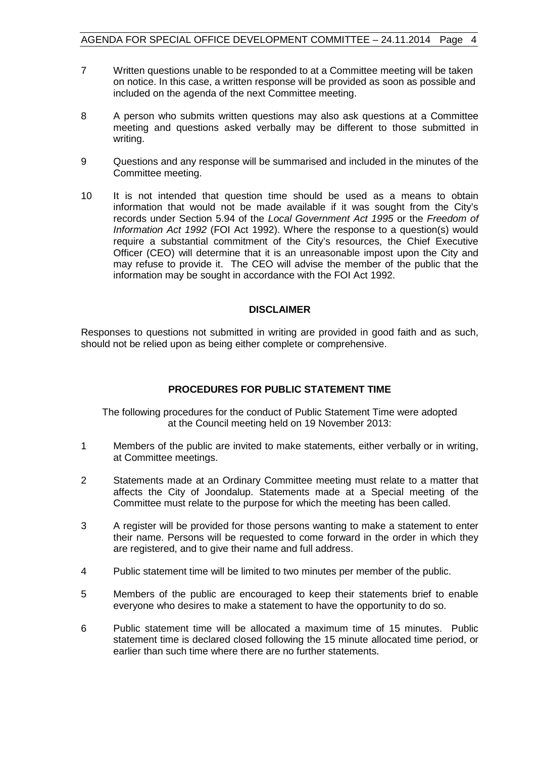7 Written questions unable to be responded to at a Committee meeting will be taken on notice. In this case, a written response will be provided as soon as possible and included on the agenda of the next Committee meeting.

8 A person who submits written questions may also ask questions at a Committee meeting and questions asked verbally may be different to those submitted in writing.

9 Questions and any response will be summarised and included in the minutes of the Committee meeting.

10 It is not intended that question time should be used as a means to obtain information that would not be made available if it was sought from the City's records under Section 5.94 of the *Local Government Act 1995* or the *Freedom of Information Act 1992* (FOI Act 1992). Where the response to a question(s) would require a substantial commitment of the City's resources, the Chief Executive Officer (CEO) will determine that it is an unreasonable impost upon the City and may refuse to provide it. The CEO will advise the member of the public that the information may be sought in accordance with the FOI Act 1992.

**DISCLAIMER**

Responses to questions not submitted in writing are provided in good faith and as such, should not be relied upon as being either complete or comprehensive.

**PROCEDURES FOR PUBLIC STATEMENT TIME**

The following procedures for the conduct of Public Statement Time were adopted at the Council meeting held on 19 November 2013:

1 Members of the public are invited to make statements, either verbally or in writing, at Committee meetings.

2 Statements made at an Ordinary Committee meeting must relate to a matter that affects the City of Joondalup. Statements made at a Special meeting of the Committee must relate to the purpose for which the meeting has been called.

3 A register will be provided for those persons wanting to make a statement to enter their name. Persons will be requested to come forward in the order in which they are registered, and to give their name and full address.

4 Public statement time will be limited to two minutes per member of the public.

5 Members of the public are encouraged to keep their statements brief to enable everyone who desires to make a statement to have the opportunity to do so.

6 Public statement time will be allocated a maximum time of 15 minutes. Public statement time is declared closed following the 15 minute allocated time period, or earlier than such time where there are no further statements.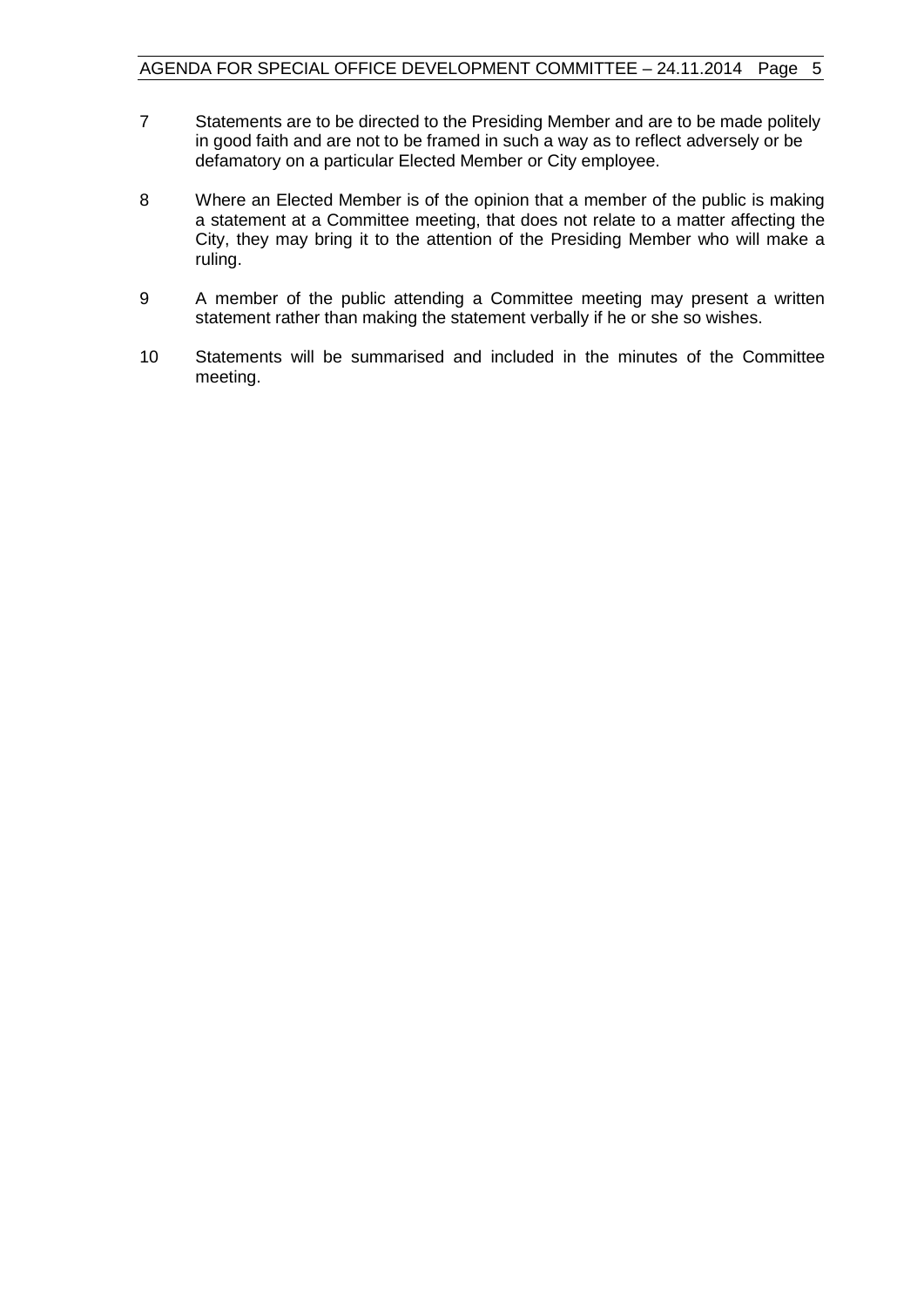7 Statements are to be directed to the Presiding Member and are to be made politely in good faith and are not to be framed in such a way as to reflect adversely or be defamatory on a particular Elected Member or City employee.

8 Where an Elected Member is of the opinion that a member of the public is making a statement at a Committee meeting, that does not relate to a matter affecting the City, they may bring it to the attention of the Presiding Member who will make a ruling.

9 A member of the public attending a Committee meeting may present a written statement rather than making the statement verbally if he or she so wishes.

10 Statements will be summarised and included in the minutes of the Committee meeting.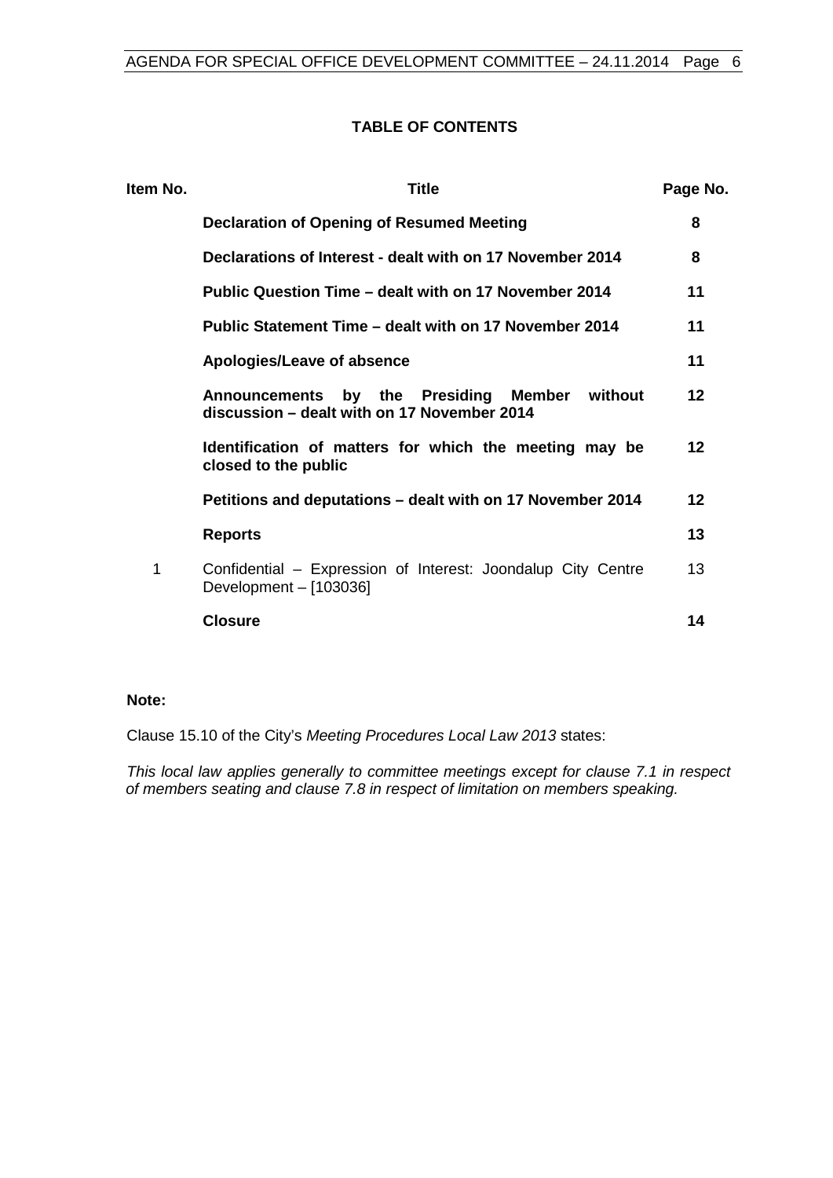## TABLE OF CONTENTS

| Item No. | Title | Page No. |
|---|---|---|
| | **Declaration of Opening of Resumed Meeting** | **8** |
| | **Declarations of Interest - dealt with on 17 November 2014** | **8** |
| | **Public Question Time – dealt with on 17 November 2014** | **11** |
| | **Public Statement Time – dealt with on 17 November 2014** | **11** |
| | **Apologies/Leave of absence** | **11** |
| | **Announcements by the Presiding Member without discussion – dealt with on 17 November 2014** | **12** |
| | **Identification of matters for which the meeting may be closed to the public** | **12** |
| | **Petitions and deputations – dealt with on 17 November 2014** | **12** |
| | **Reports** | **13** |
| 1 | Confidential – Expression of Interest: Joondalup City Centre Development – [103036] | 13 |
| | **Closure** | **14** |

**Note:**

Clause 15.10 of the City's *Meeting Procedures Local Law 2013* states:

*This local law applies generally to committee meetings except for clause 7.1 in respect of members seating and clause 7.8 in respect of limitation on members speaking.*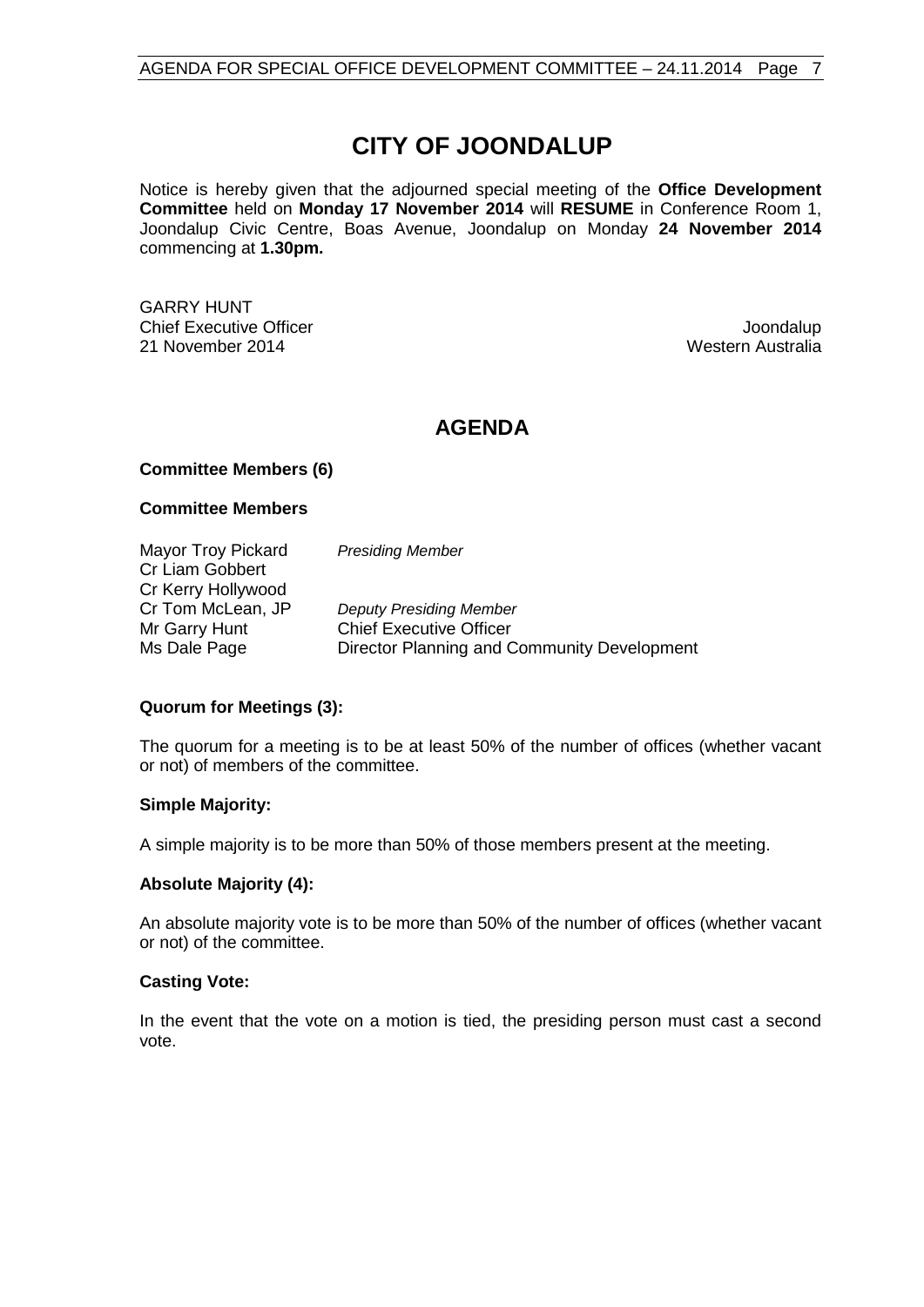# CITY OF JOONDALUP

Notice is hereby given that the adjourned special meeting of the **Office Development Committee** held on **Monday 17 November 2014** will **RESUME** in Conference Room 1, Joondalup Civic Centre, Boas Avenue, Joondalup on Monday **24 November 2014** commencing at **1.30pm.**

GARRY HUNT
Chief Executive Officer
21 November 2014

Joondalup
Western Australia

## AGENDA

**Committee Members (6)**

**Committee Members**

| | |
|---|---|
| Mayor Troy Pickard | *Presiding Member* |
| Cr Liam Gobbert | |
| Cr Kerry Hollywood | |
| Cr Tom McLean, JP | *Deputy Presiding Member* |
| Mr Garry Hunt | Chief Executive Officer |
| Ms Dale Page | Director Planning and Community Development |

**Quorum for Meetings (3):**

The quorum for a meeting is to be at least 50% of the number of offices (whether vacant or not) of members of the committee.

**Simple Majority:**

A simple majority is to be more than 50% of those members present at the meeting.

**Absolute Majority (4):**

An absolute majority vote is to be more than 50% of the number of offices (whether vacant or not) of the committee.

**Casting Vote:**

In the event that the vote on a motion is tied, the presiding person must cast a second vote.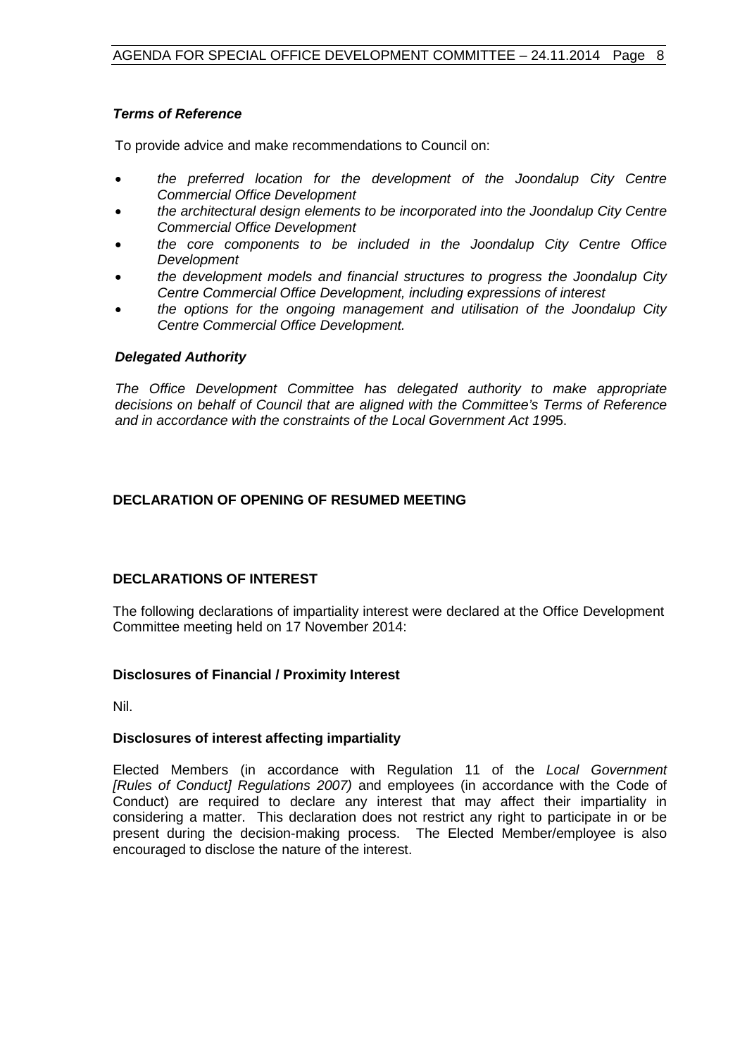### *Terms of Reference*

To provide advice and make recommendations to Council on:

- *the preferred location for the development of the Joondalup City Centre Commercial Office Development*
- *the architectural design elements to be incorporated into the Joondalup City Centre Commercial Office Development*
- *the core components to be included in the Joondalup City Centre Office Development*
- *the development models and financial structures to progress the Joondalup City Centre Commercial Office Development, including expressions of interest*
- *the options for the ongoing management and utilisation of the Joondalup City Centre Commercial Office Development.*

### *Delegated Authority*

*The Office Development Committee has delegated authority to make appropriate decisions on behalf of Council that are aligned with the Committee's Terms of Reference and in accordance with the constraints of the Local Government Act 199*5.

## DECLARATION OF OPENING OF RESUMED MEETING

## DECLARATIONS OF INTEREST

The following declarations of impartiality interest were declared at the Office Development Committee meeting held on 17 November 2014:

### Disclosures of Financial / Proximity Interest

Nil.

### Disclosures of interest affecting impartiality

Elected Members (in accordance with Regulation 11 of the *Local Government [Rules of Conduct] Regulations 2007)* and employees (in accordance with the Code of Conduct) are required to declare any interest that may affect their impartiality in considering a matter. This declaration does not restrict any right to participate in or be present during the decision-making process. The Elected Member/employee is also encouraged to disclose the nature of the interest.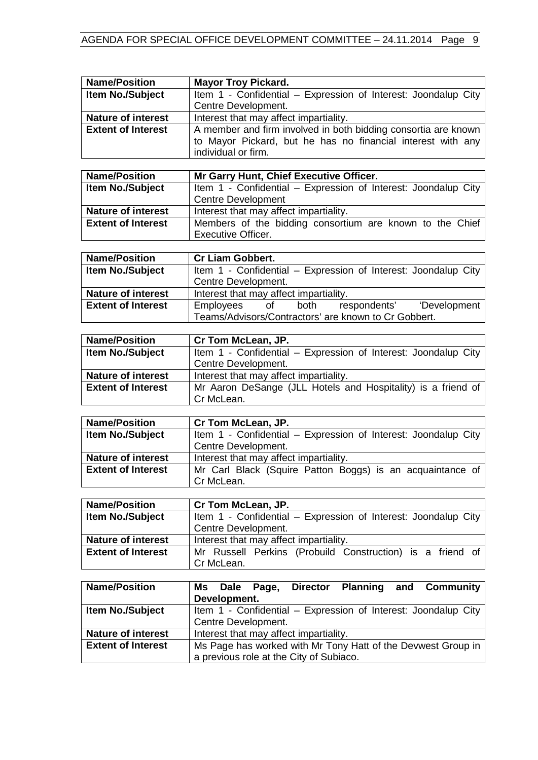| Name/Position | Mayor Troy Pickard. |
|---|---|
| Item No./Subject | Item 1 - Confidential – Expression of Interest: Joondalup City Centre Development. |
| Nature of interest | Interest that may affect impartiality. |
| Extent of Interest | A member and firm involved in both bidding consortia are known to Mayor Pickard, but he has no financial interest with any individual or firm. |

| Name/Position | Mr Garry Hunt, Chief Executive Officer. |
|---|---|
| Item No./Subject | Item 1 - Confidential – Expression of Interest: Joondalup City Centre Development |
| Nature of interest | Interest that may affect impartiality. |
| Extent of Interest | Members of the bidding consortium are known to the Chief Executive Officer. |

| Name/Position | Cr Liam Gobbert. |
|---|---|
| Item No./Subject | Item 1 - Confidential – Expression of Interest: Joondalup City Centre Development. |
| Nature of interest | Interest that may affect impartiality. |
| Extent of Interest | Employees of both respondents' 'Development Teams/Advisors/Contractors' are known to Cr Gobbert. |

| Name/Position | Cr Tom McLean, JP. |
|---|---|
| Item No./Subject | Item 1 - Confidential – Expression of Interest: Joondalup City Centre Development. |
| Nature of interest | Interest that may affect impartiality. |
| Extent of Interest | Mr Aaron DeSange (JLL Hotels and Hospitality) is a friend of Cr McLean. |

| Name/Position | Cr Tom McLean, JP. |
|---|---|
| Item No./Subject | Item 1 - Confidential – Expression of Interest: Joondalup City Centre Development. |
| Nature of interest | Interest that may affect impartiality. |
| Extent of Interest | Mr Carl Black (Squire Patton Boggs) is an acquaintance of Cr McLean. |

| Name/Position | Cr Tom McLean, JP. |
|---|---|
| Item No./Subject | Item 1 - Confidential – Expression of Interest: Joondalup City Centre Development. |
| Nature of interest | Interest that may affect impartiality. |
| Extent of Interest | Mr Russell Perkins (Probuild Construction) is a friend of Cr McLean. |

| Name/Position | Ms Dale Page, Director Planning and Community Development. |
|---|---|
| Item No./Subject | Item 1 - Confidential – Expression of Interest: Joondalup City Centre Development. |
| Nature of interest | Interest that may affect impartiality. |
| Extent of Interest | Ms Page has worked with Mr Tony Hatt of the Devwest Group in a previous role at the City of Subiaco. |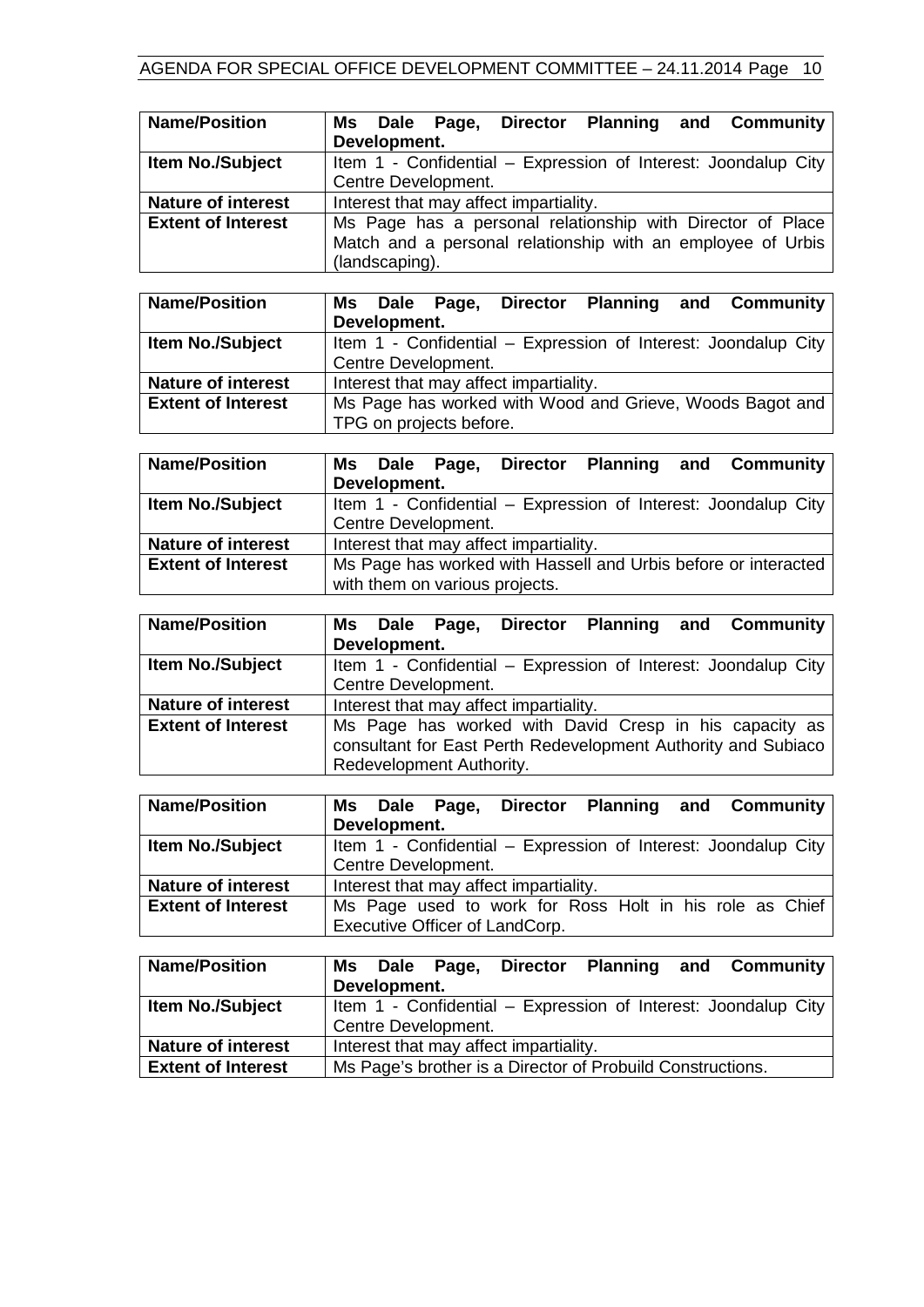| **Name/Position** | **Ms Dale Page, Director Planning and Community Development.** |
|---|---|
| **Item No./Subject** | Item 1 - Confidential – Expression of Interest: Joondalup City Centre Development. |
| **Nature of interest** | Interest that may affect impartiality. |
| **Extent of Interest** | Ms Page has a personal relationship with Director of Place Match and a personal relationship with an employee of Urbis (landscaping). |

| **Name/Position** | **Ms Dale Page, Director Planning and Community Development.** |
|---|---|
| **Item No./Subject** | Item 1 - Confidential – Expression of Interest: Joondalup City Centre Development. |
| **Nature of interest** | Interest that may affect impartiality. |
| **Extent of Interest** | Ms Page has worked with Wood and Grieve, Woods Bagot and TPG on projects before. |

| **Name/Position** | **Ms Dale Page, Director Planning and Community Development.** |
|---|---|
| **Item No./Subject** | Item 1 - Confidential – Expression of Interest: Joondalup City Centre Development. |
| **Nature of interest** | Interest that may affect impartiality. |
| **Extent of Interest** | Ms Page has worked with Hassell and Urbis before or interacted with them on various projects. |

| **Name/Position** | **Ms Dale Page, Director Planning and Community Development.** |
|---|---|
| **Item No./Subject** | Item 1 - Confidential – Expression of Interest: Joondalup City Centre Development. |
| **Nature of interest** | Interest that may affect impartiality. |
| **Extent of Interest** | Ms Page has worked with David Cresp in his capacity as consultant for East Perth Redevelopment Authority and Subiaco Redevelopment Authority. |

| **Name/Position** | **Ms Dale Page, Director Planning and Community Development.** |
|---|---|
| **Item No./Subject** | Item 1 - Confidential – Expression of Interest: Joondalup City Centre Development. |
| **Nature of interest** | Interest that may affect impartiality. |
| **Extent of Interest** | Ms Page used to work for Ross Holt in his role as Chief Executive Officer of LandCorp. |

| **Name/Position** | **Ms Dale Page, Director Planning and Community Development.** |
|---|---|
| **Item No./Subject** | Item 1 - Confidential – Expression of Interest: Joondalup City Centre Development. |
| **Nature of interest** | Interest that may affect impartiality. |
| **Extent of Interest** | Ms Page's brother is a Director of Probuild Constructions. |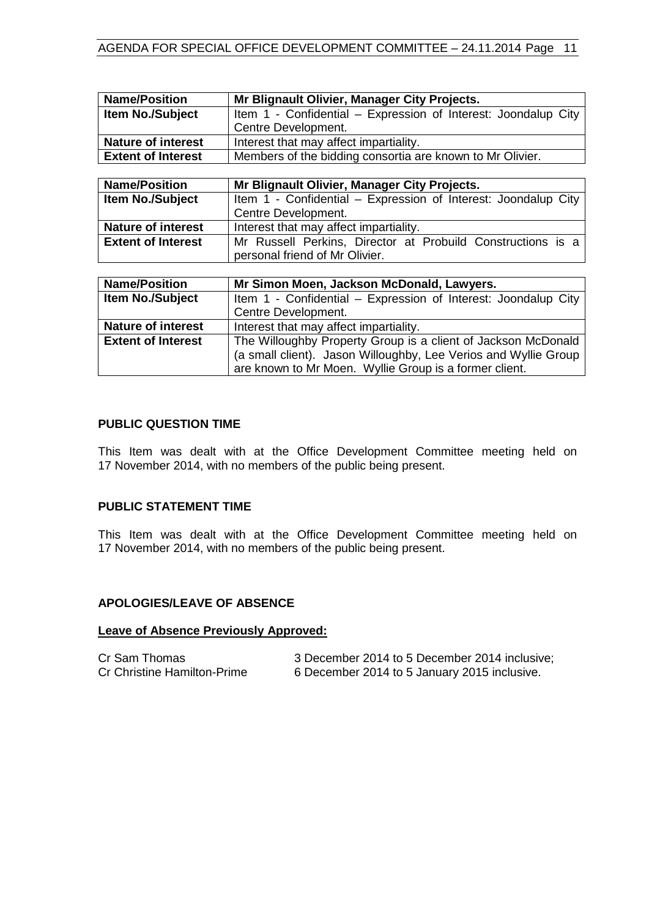| Name/Position | Mr Blignault Olivier, Manager City Projects. |
| --- | --- |
| Item No./Subject | Item 1 - Confidential – Expression of Interest: Joondalup City Centre Development. |
| Nature of interest | Interest that may affect impartiality. |
| Extent of Interest | Members of the bidding consortia are known to Mr Olivier. |

| Name/Position | Mr Blignault Olivier, Manager City Projects. |
| --- | --- |
| Item No./Subject | Item 1 - Confidential – Expression of Interest: Joondalup City Centre Development. |
| Nature of interest | Interest that may affect impartiality. |
| Extent of Interest | Mr Russell Perkins, Director at Probuild Constructions is a personal friend of Mr Olivier. |

| Name/Position | Mr Simon Moen, Jackson McDonald, Lawyers. |
| --- | --- |
| Item No./Subject | Item 1 - Confidential – Expression of Interest: Joondalup City Centre Development. |
| Nature of interest | Interest that may affect impartiality. |
| Extent of Interest | The Willoughby Property Group is a client of Jackson McDonald (a small client). Jason Willoughby, Lee Verios and Wyllie Group are known to Mr Moen. Wyllie Group is a former client. |

## PUBLIC QUESTION TIME

This Item was dealt with at the Office Development Committee meeting held on 17 November 2014, with no members of the public being present.

## PUBLIC STATEMENT TIME

This Item was dealt with at the Office Development Committee meeting held on 17 November 2014, with no members of the public being present.

## APOLOGIES/LEAVE OF ABSENCE

**Leave of Absence Previously Approved:**

Cr Sam Thomas — 3 December 2014 to 5 December 2014 inclusive;
Cr Christine Hamilton-Prime — 6 December 2014 to 5 January 2015 inclusive.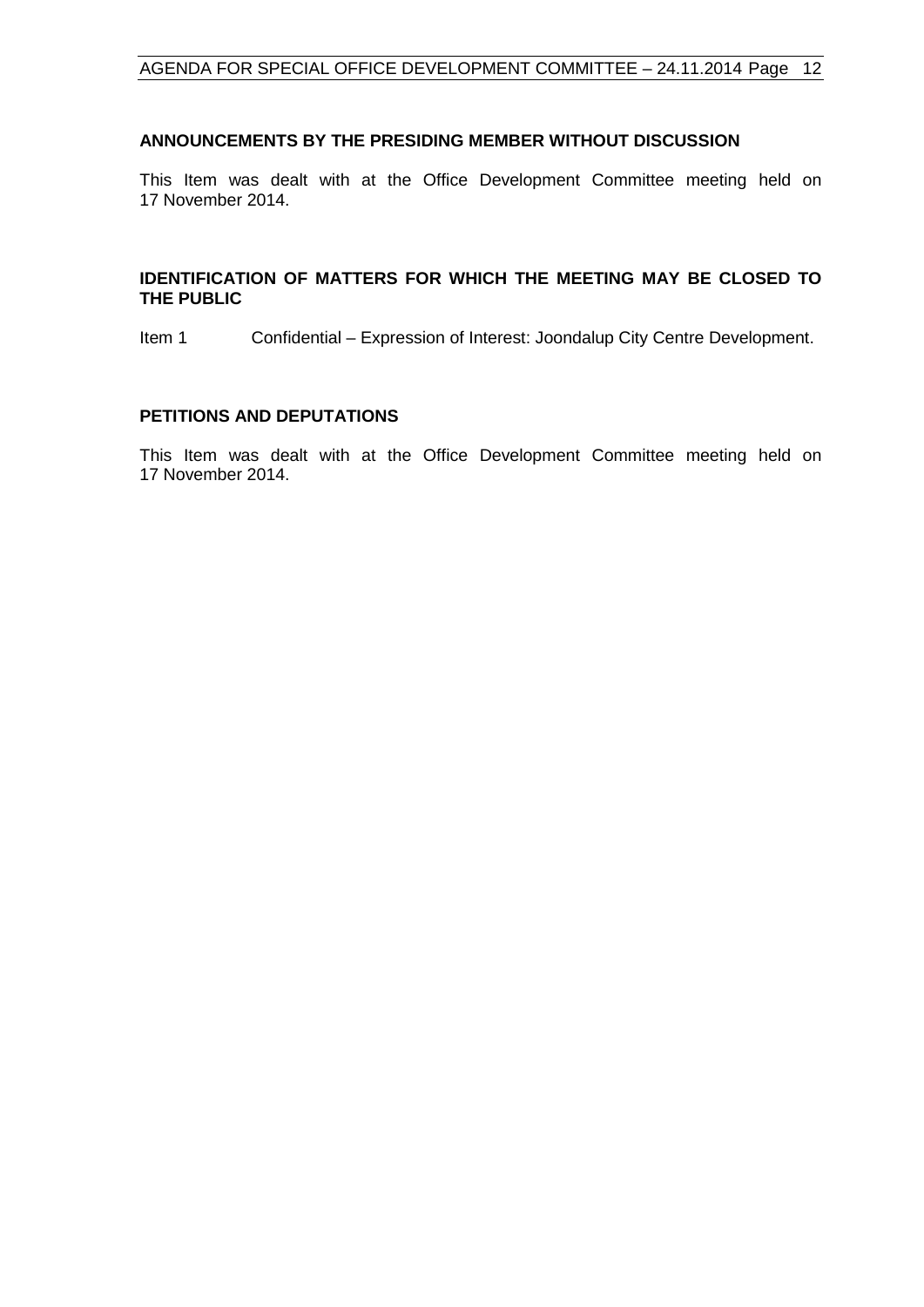## ANNOUNCEMENTS BY THE PRESIDING MEMBER WITHOUT DISCUSSION

This Item was dealt with at the Office Development Committee meeting held on 17 November 2014.

## IDENTIFICATION OF MATTERS FOR WHICH THE MEETING MAY BE CLOSED TO THE PUBLIC

Item 1 Confidential – Expression of Interest: Joondalup City Centre Development.

## PETITIONS AND DEPUTATIONS

This Item was dealt with at the Office Development Committee meeting held on 17 November 2014.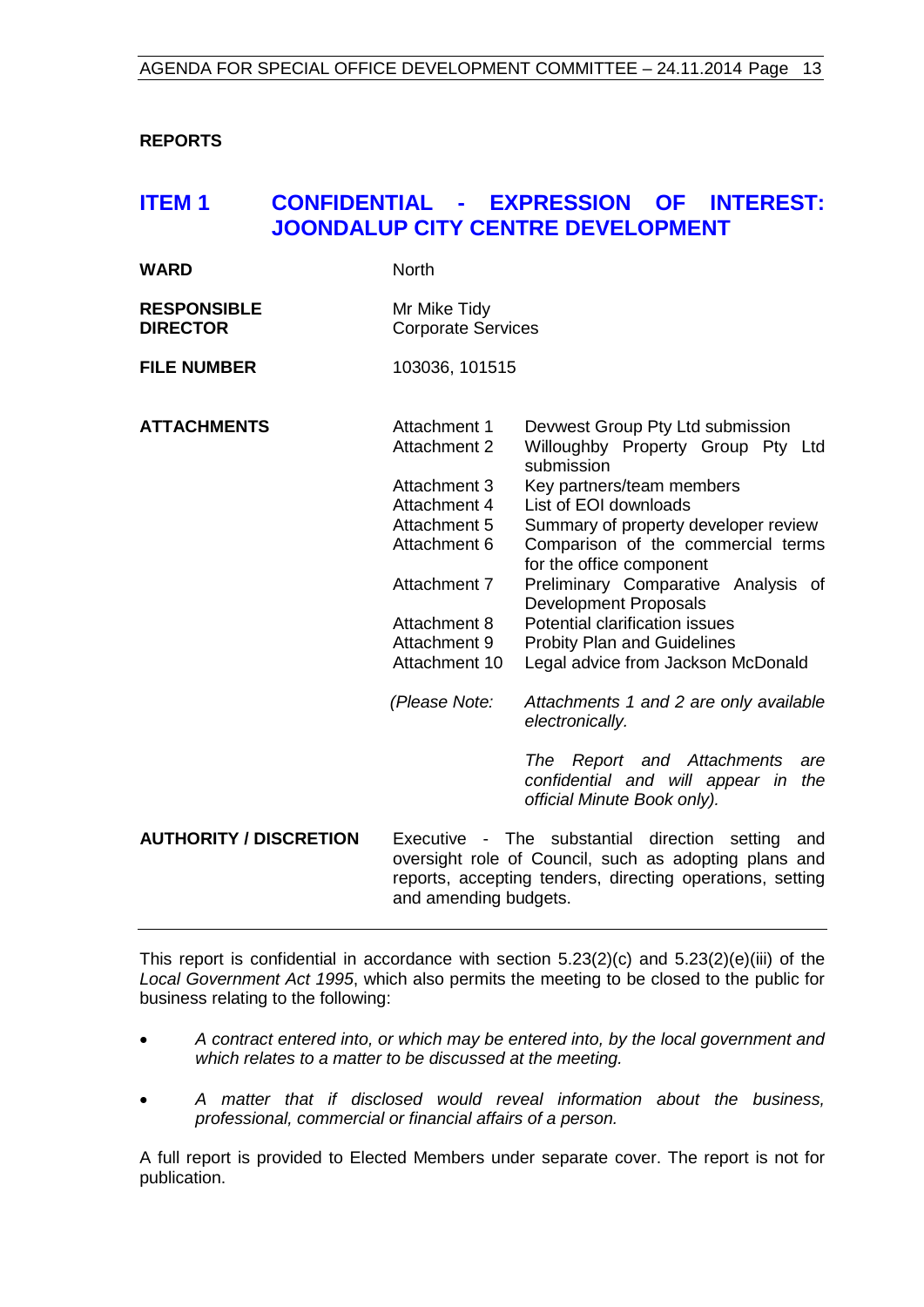**REPORTS**

## ITEM 1 CONFIDENTIAL - EXPRESSION OF INTEREST: JOONDALUP CITY CENTRE DEVELOPMENT

| | | |
|---|---|---|
| **WARD** | North | |
| **RESPONSIBLE DIRECTOR** | Mr Mike Tidy<br>Corporate Services | |
| **FILE NUMBER** | 103036, 101515 | |
| **ATTACHMENTS** | Attachment 1 | Devwest Group Pty Ltd submission |
| | Attachment 2 | Willoughby Property Group Pty Ltd submission |
| | Attachment 3 | Key partners/team members |
| | Attachment 4 | List of EOI downloads |
| | Attachment 5 | Summary of property developer review |
| | Attachment 6 | Comparison of the commercial terms for the office component |
| | Attachment 7 | Preliminary Comparative Analysis of Development Proposals |
| | Attachment 8 | Potential clarification issues |
| | Attachment 9 | Probity Plan and Guidelines |
| | Attachment 10 | Legal advice from Jackson McDonald |
| | *(Please Note:* | *Attachments 1 and 2 are only available electronically.* |
| | | *The Report and Attachments are confidential and will appear in the official Minute Book only).* |
| **AUTHORITY / DISCRETION** | Executive - The substantial direction setting and oversight role of Council, such as adopting plans and reports, accepting tenders, directing operations, setting and amending budgets. | |

This report is confidential in accordance with section 5.23(2)(c) and 5.23(2)(e)(iii) of the *Local Government Act 1995*, which also permits the meeting to be closed to the public for business relating to the following:

- *A contract entered into, or which may be entered into, by the local government and which relates to a matter to be discussed at the meeting.*
- *A matter that if disclosed would reveal information about the business, professional, commercial or financial affairs of a person.*

A full report is provided to Elected Members under separate cover. The report is not for publication.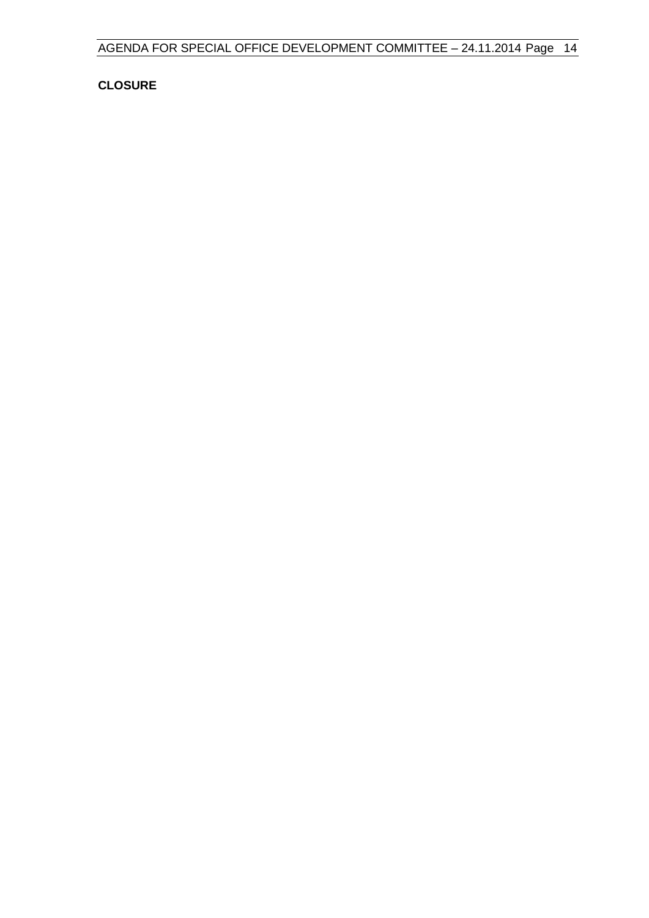**CLOSURE**